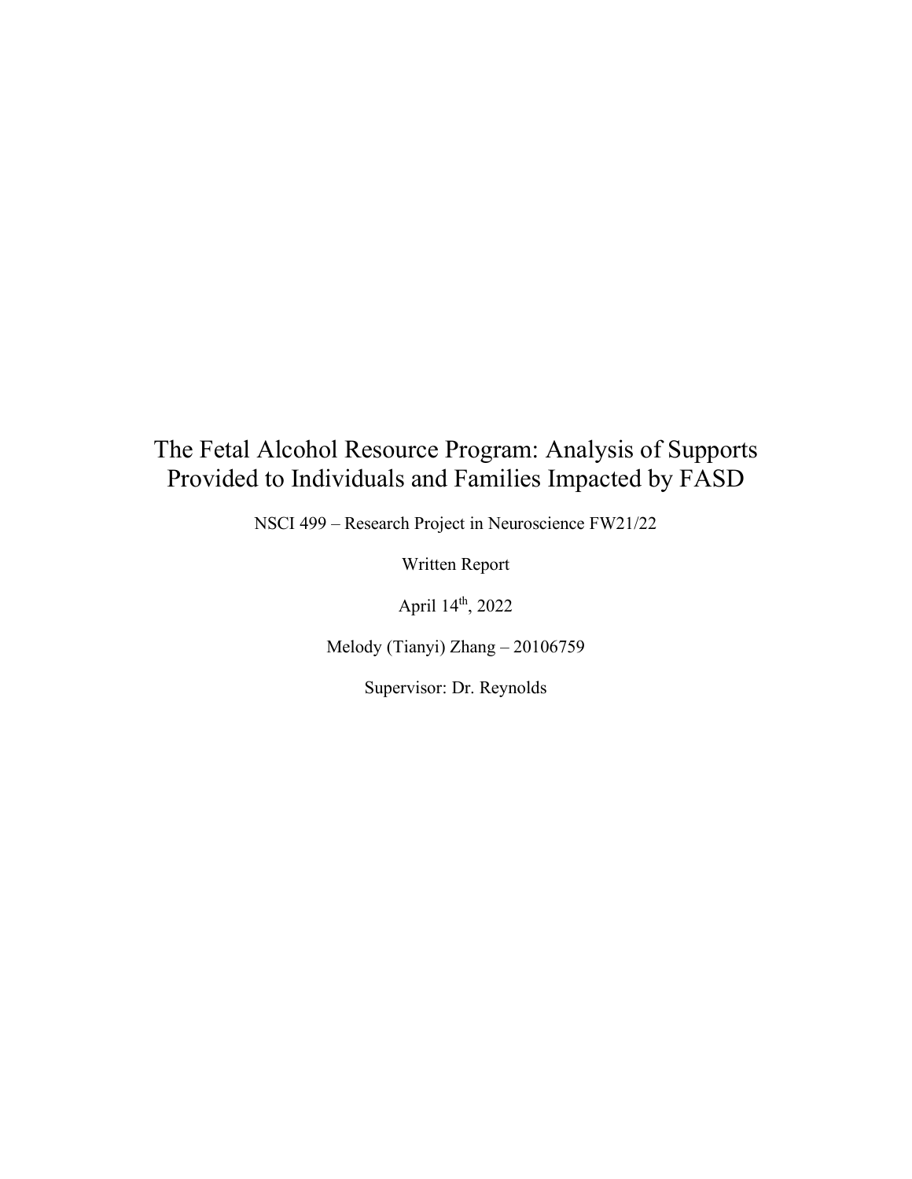# The Fetal Alcohol Resource Program: Analysis of Supports Provided to Individuals and Families Impacted by FASD

NSCI 499 – Research Project in Neuroscience FW21/22

Written Report

April 14th, 2022

Melody (Tianyi) Zhang – 20106759

Supervisor: Dr. Reynolds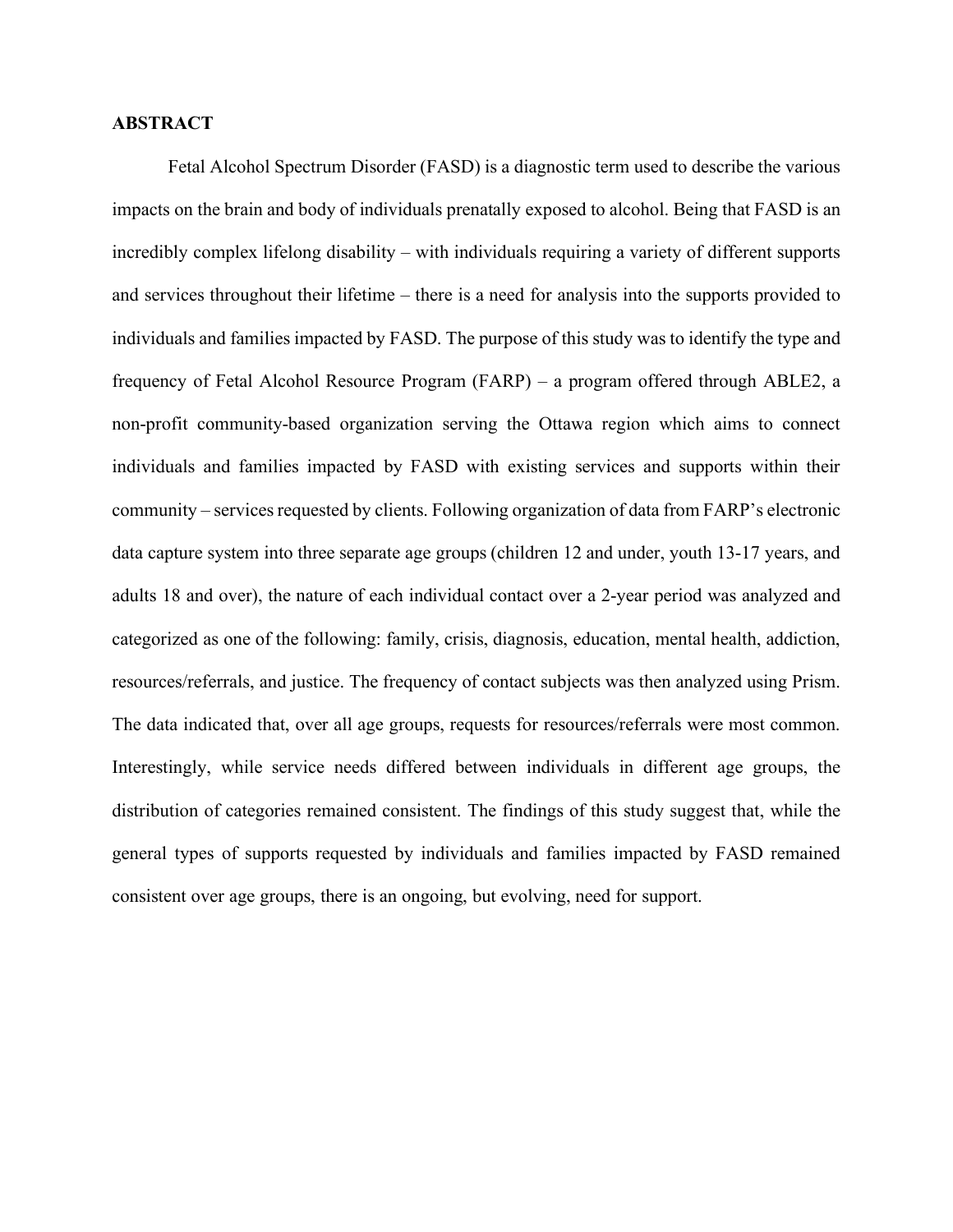## ABSTRACT

Fetal Alcohol Spectrum Disorder (FASD) is a diagnostic term used to describe the various impacts on the brain and body of individuals prenatally exposed to alcohol. Being that FASD is an incredibly complex lifelong disability – with individuals requiring a variety of different supports and services throughout their lifetime – there is a need for analysis into the supports provided to individuals and families impacted by FASD. The purpose of this study was to identify the type and frequency of Fetal Alcohol Resource Program (FARP) – a program offered through ABLE2, a non-profit community-based organization serving the Ottawa region which aims to connect individuals and families impacted by FASD with existing services and supports within their community – services requested by clients. Following organization of data from FARP's electronic data capture system into three separate age groups (children 12 and under, youth 13-17 years, and adults 18 and over), the nature of each individual contact over a 2-year period was analyzed and categorized as one of the following: family, crisis, diagnosis, education, mental health, addiction, resources/referrals, and justice. The frequency of contact subjects was then analyzed using Prism. The data indicated that, over all age groups, requests for resources/referrals were most common. Interestingly, while service needs differed between individuals in different age groups, the distribution of categories remained consistent. The findings of this study suggest that, while the general types of supports requested by individuals and families impacted by FASD remained consistent over age groups, there is an ongoing, but evolving, need for support.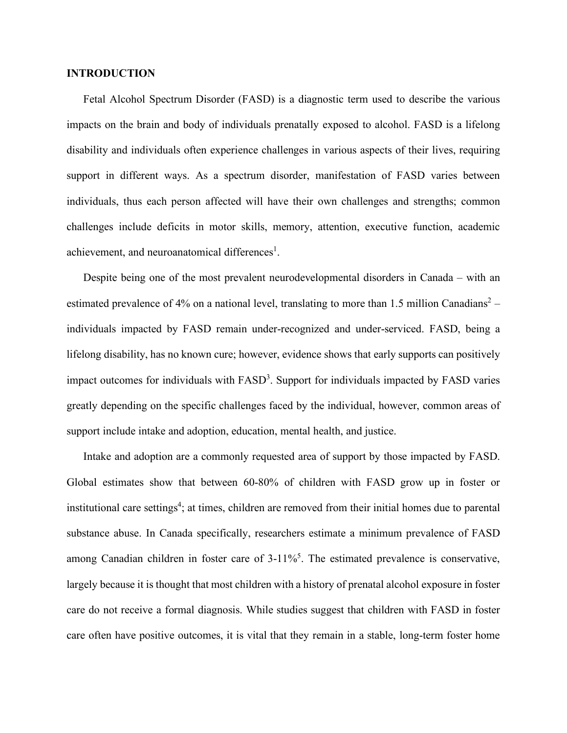## INTRODUCTION

Fetal Alcohol Spectrum Disorder (FASD) is a diagnostic term used to describe the various impacts on the brain and body of individuals prenatally exposed to alcohol. FASD is a lifelong disability and individuals often experience challenges in various aspects of their lives, requiring support in different ways. As a spectrum disorder, manifestation of FASD varies between individuals, thus each person affected will have their own challenges and strengths; common challenges include deficits in motor skills, memory, attention, executive function, academic achievement, and neuroanatomical differences[1].

Despite being one of the most prevalent neurodevelopmental disorders in Canada – with an estimated prevalence of 4% on a national level, translating to more than 1.5 million Canadians[2] – individuals impacted by FASD remain under-recognized and under-serviced. FASD, being a lifelong disability, has no known cure; however, evidence shows that early supports can positively impact outcomes for individuals with FASD[3]. Support for individuals impacted by FASD varies greatly depending on the specific challenges faced by the individual, however, common areas of support include intake and adoption, education, mental health, and justice.

Intake and adoption are a commonly requested area of support by those impacted by FASD. Global estimates show that between 60-80% of children with FASD grow up in foster or institutional care settings[4]; at times, children are removed from their initial homes due to parental substance abuse. In Canada specifically, researchers estimate a minimum prevalence of FASD among Canadian children in foster care of 3-11%[5]. The estimated prevalence is conservative, largely because it is thought that most children with a history of prenatal alcohol exposure in foster care do not receive a formal diagnosis. While studies suggest that children with FASD in foster care often have positive outcomes, it is vital that they remain in a stable, long-term foster home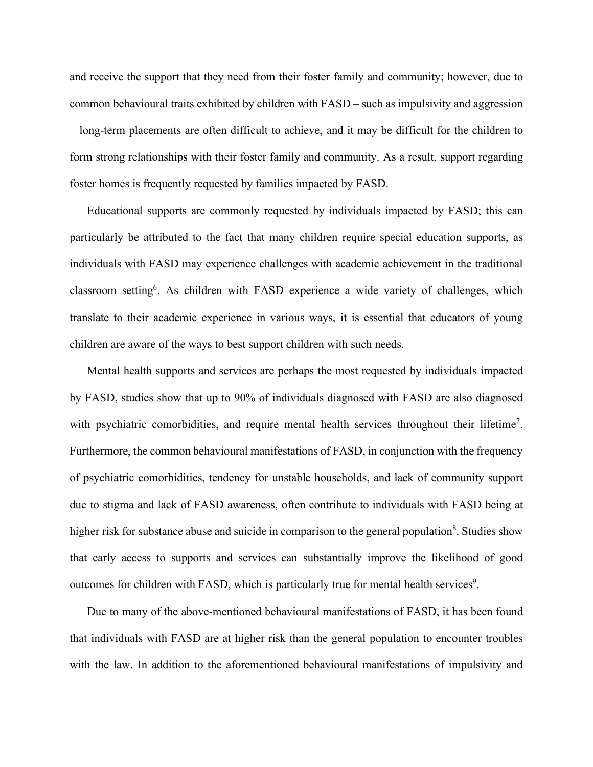and receive the support that they need from their foster family and community; however, due to common behavioural traits exhibited by children with FASD – such as impulsivity and aggression – long-term placements are often difficult to achieve, and it may be difficult for the children to form strong relationships with their foster family and community. As a result, support regarding foster homes is frequently requested by families impacted by FASD.

Educational supports are commonly requested by individuals impacted by FASD; this can particularly be attributed to the fact that many children require special education supports, as individuals with FASD may experience challenges with academic achievement in the traditional classroom setting[6]. As children with FASD experience a wide variety of challenges, which translate to their academic experience in various ways, it is essential that educators of young children are aware of the ways to best support children with such needs.

Mental health supports and services are perhaps the most requested by individuals impacted by FASD, studies show that up to 90% of individuals diagnosed with FASD are also diagnosed with psychiatric comorbidities, and require mental health services throughout their lifetime[7]. Furthermore, the common behavioural manifestations of FASD, in conjunction with the frequency of psychiatric comorbidities, tendency for unstable households, and lack of community support due to stigma and lack of FASD awareness, often contribute to individuals with FASD being at higher risk for substance abuse and suicide in comparison to the general population[8]. Studies show that early access to supports and services can substantially improve the likelihood of good outcomes for children with FASD, which is particularly true for mental health services[9].

Due to many of the above-mentioned behavioural manifestations of FASD, it has been found that individuals with FASD are at higher risk than the general population to encounter troubles with the law. In addition to the aforementioned behavioural manifestations of impulsivity and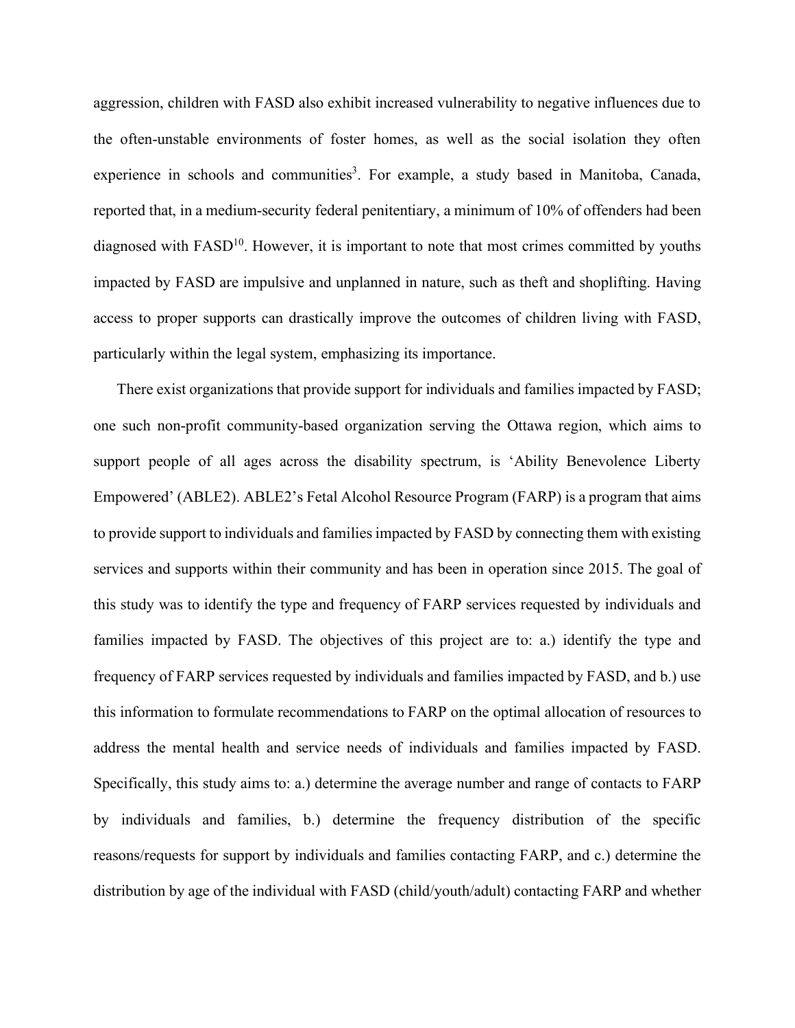aggression, children with FASD also exhibit increased vulnerability to negative influences due to the often-unstable environments of foster homes, as well as the social isolation they often experience in schools and communities[3]. For example, a study based in Manitoba, Canada, reported that, in a medium-security federal penitentiary, a minimum of 10% of offenders had been diagnosed with FASD[10]. However, it is important to note that most crimes committed by youths impacted by FASD are impulsive and unplanned in nature, such as theft and shoplifting. Having access to proper supports can drastically improve the outcomes of children living with FASD, particularly within the legal system, emphasizing its importance.

There exist organizations that provide support for individuals and families impacted by FASD; one such non-profit community-based organization serving the Ottawa region, which aims to support people of all ages across the disability spectrum, is 'Ability Benevolence Liberty Empowered' (ABLE2). ABLE2's Fetal Alcohol Resource Program (FARP) is a program that aims to provide support to individuals and families impacted by FASD by connecting them with existing services and supports within their community and has been in operation since 2015. The goal of this study was to identify the type and frequency of FARP services requested by individuals and families impacted by FASD. The objectives of this project are to: a.) identify the type and frequency of FARP services requested by individuals and families impacted by FASD, and b.) use this information to formulate recommendations to FARP on the optimal allocation of resources to address the mental health and service needs of individuals and families impacted by FASD. Specifically, this study aims to: a.) determine the average number and range of contacts to FARP by individuals and families, b.) determine the frequency distribution of the specific reasons/requests for support by individuals and families contacting FARP, and c.) determine the distribution by age of the individual with FASD (child/youth/adult) contacting FARP and whether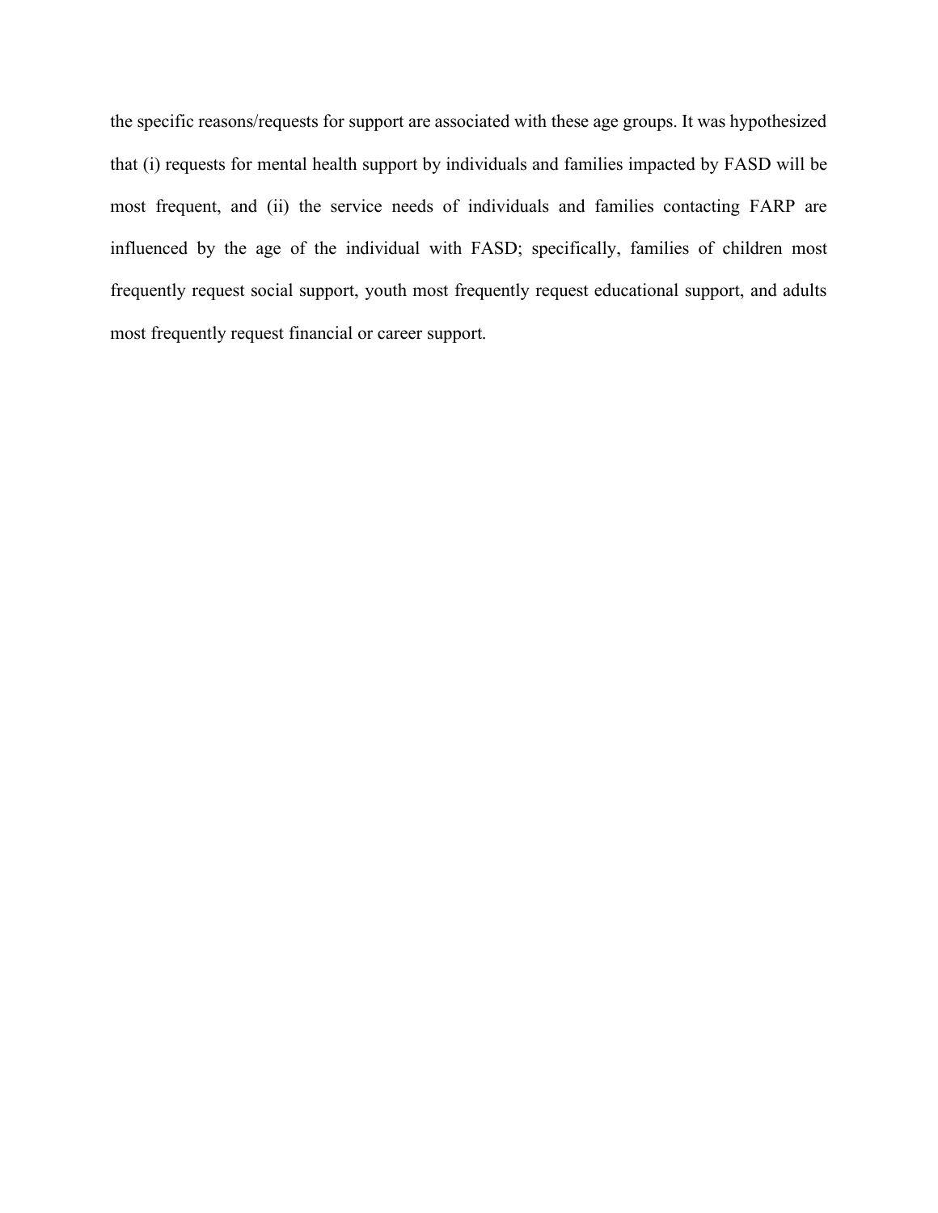the specific reasons/requests for support are associated with these age groups. It was hypothesized that (i) requests for mental health support by individuals and families impacted by FASD will be most frequent, and (ii) the service needs of individuals and families contacting FARP are influenced by the age of the individual with FASD; specifically, families of children most frequently request social support, youth most frequently request educational support, and adults most frequently request financial or career support.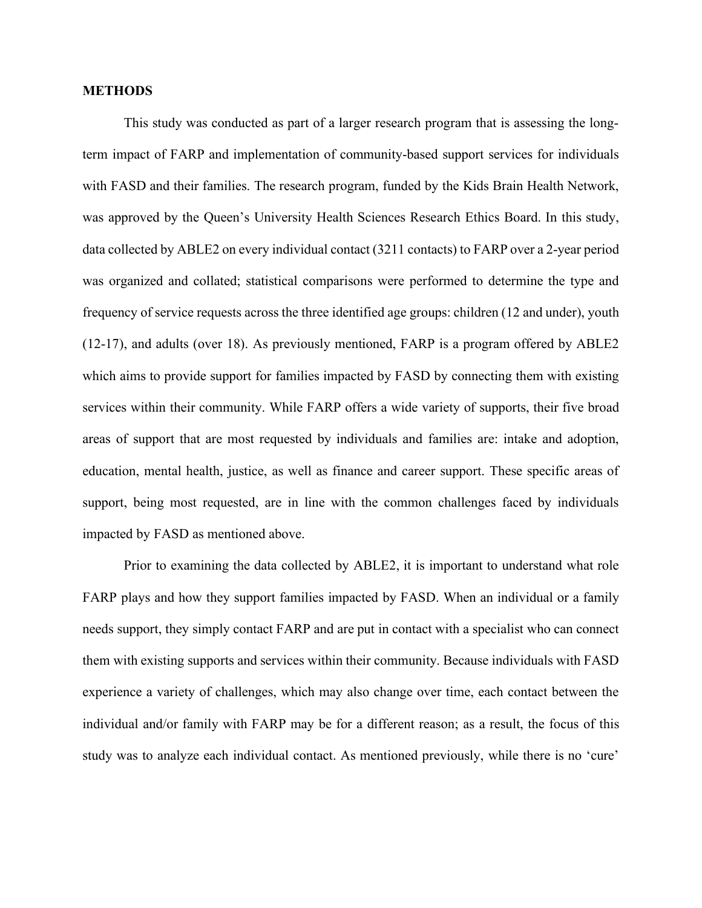## METHODS

This study was conducted as part of a larger research program that is assessing the long-term impact of FARP and implementation of community-based support services for individuals with FASD and their families. The research program, funded by the Kids Brain Health Network, was approved by the Queen's University Health Sciences Research Ethics Board. In this study, data collected by ABLE2 on every individual contact (3211 contacts) to FARP over a 2-year period was organized and collated; statistical comparisons were performed to determine the type and frequency of service requests across the three identified age groups: children (12 and under), youth (12-17), and adults (over 18). As previously mentioned, FARP is a program offered by ABLE2 which aims to provide support for families impacted by FASD by connecting them with existing services within their community. While FARP offers a wide variety of supports, their five broad areas of support that are most requested by individuals and families are: intake and adoption, education, mental health, justice, as well as finance and career support. These specific areas of support, being most requested, are in line with the common challenges faced by individuals impacted by FASD as mentioned above.

Prior to examining the data collected by ABLE2, it is important to understand what role FARP plays and how they support families impacted by FASD. When an individual or a family needs support, they simply contact FARP and are put in contact with a specialist who can connect them with existing supports and services within their community. Because individuals with FASD experience a variety of challenges, which may also change over time, each contact between the individual and/or family with FARP may be for a different reason; as a result, the focus of this study was to analyze each individual contact. As mentioned previously, while there is no 'cure'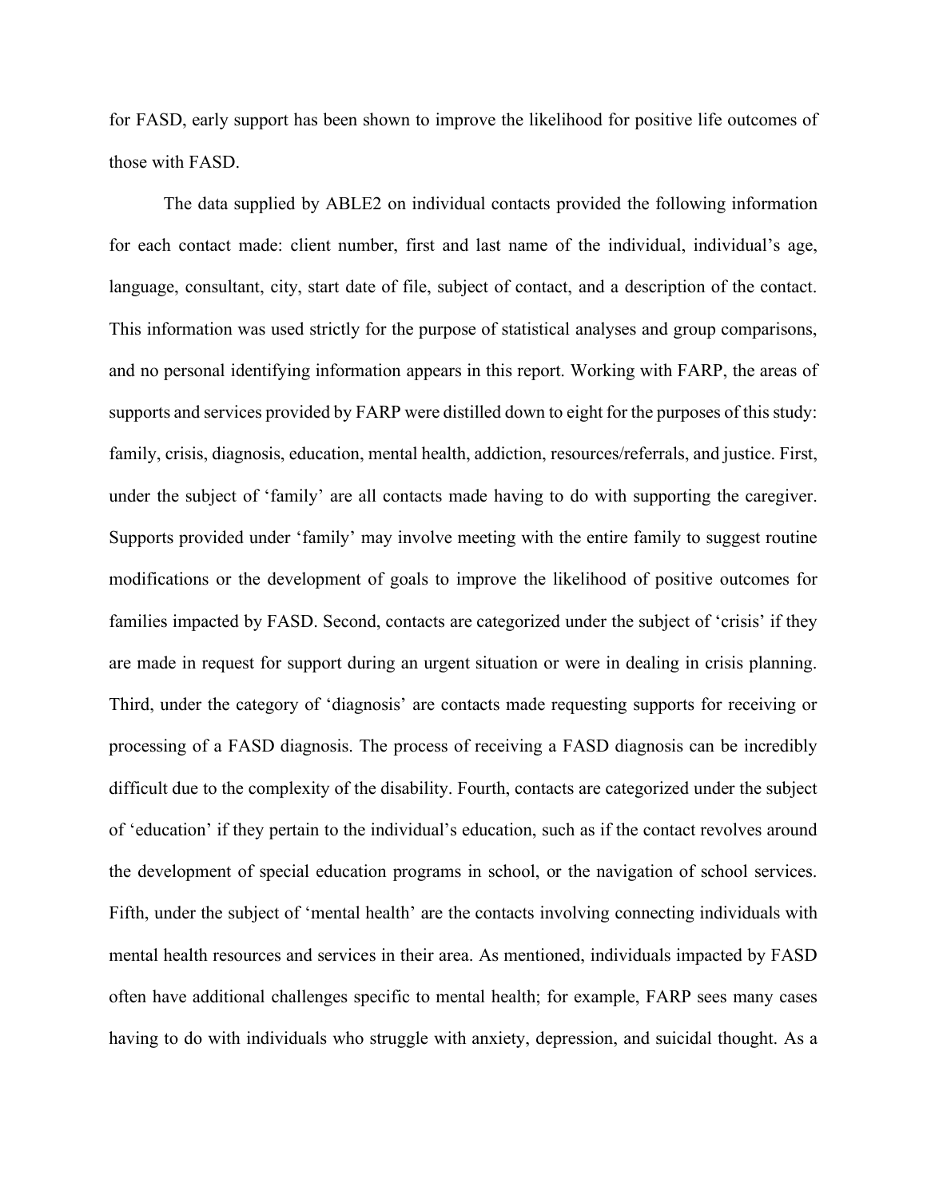for FASD, early support has been shown to improve the likelihood for positive life outcomes of those with FASD.

The data supplied by ABLE2 on individual contacts provided the following information for each contact made: client number, first and last name of the individual, individual's age, language, consultant, city, start date of file, subject of contact, and a description of the contact. This information was used strictly for the purpose of statistical analyses and group comparisons, and no personal identifying information appears in this report. Working with FARP, the areas of supports and services provided by FARP were distilled down to eight for the purposes of this study: family, crisis, diagnosis, education, mental health, addiction, resources/referrals, and justice. First, under the subject of 'family' are all contacts made having to do with supporting the caregiver. Supports provided under 'family' may involve meeting with the entire family to suggest routine modifications or the development of goals to improve the likelihood of positive outcomes for families impacted by FASD. Second, contacts are categorized under the subject of 'crisis' if they are made in request for support during an urgent situation or were in dealing in crisis planning. Third, under the category of 'diagnosis' are contacts made requesting supports for receiving or processing of a FASD diagnosis. The process of receiving a FASD diagnosis can be incredibly difficult due to the complexity of the disability. Fourth, contacts are categorized under the subject of 'education' if they pertain to the individual's education, such as if the contact revolves around the development of special education programs in school, or the navigation of school services. Fifth, under the subject of 'mental health' are the contacts involving connecting individuals with mental health resources and services in their area. As mentioned, individuals impacted by FASD often have additional challenges specific to mental health; for example, FARP sees many cases having to do with individuals who struggle with anxiety, depression, and suicidal thought. As a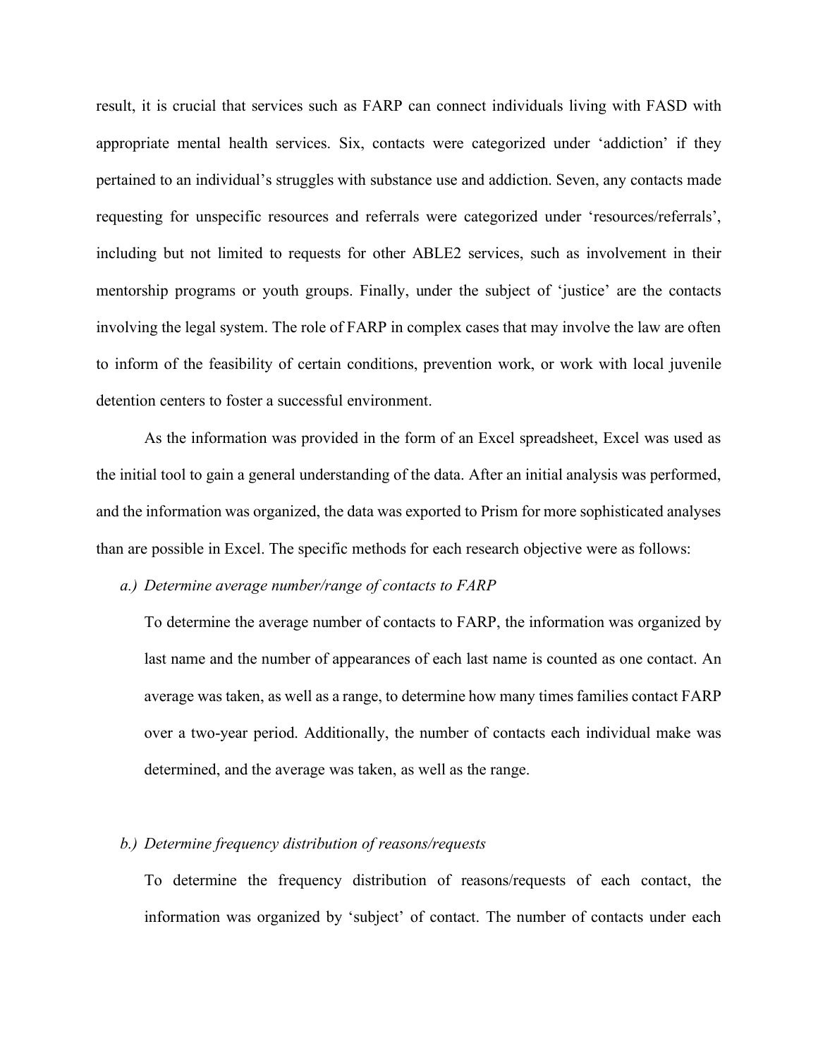result, it is crucial that services such as FARP can connect individuals living with FASD with appropriate mental health services. Six, contacts were categorized under 'addiction' if they pertained to an individual's struggles with substance use and addiction. Seven, any contacts made requesting for unspecific resources and referrals were categorized under 'resources/referrals', including but not limited to requests for other ABLE2 services, such as involvement in their mentorship programs or youth groups. Finally, under the subject of 'justice' are the contacts involving the legal system. The role of FARP in complex cases that may involve the law are often to inform of the feasibility of certain conditions, prevention work, or work with local juvenile detention centers to foster a successful environment.

As the information was provided in the form of an Excel spreadsheet, Excel was used as the initial tool to gain a general understanding of the data. After an initial analysis was performed, and the information was organized, the data was exported to Prism for more sophisticated analyses than are possible in Excel. The specific methods for each research objective were as follows:

*a.) Determine average number/range of contacts to FARP*

To determine the average number of contacts to FARP, the information was organized by last name and the number of appearances of each last name is counted as one contact. An average was taken, as well as a range, to determine how many times families contact FARP over a two-year period. Additionally, the number of contacts each individual make was determined, and the average was taken, as well as the range.

*b.) Determine frequency distribution of reasons/requests*

To determine the frequency distribution of reasons/requests of each contact, the information was organized by 'subject' of contact. The number of contacts under each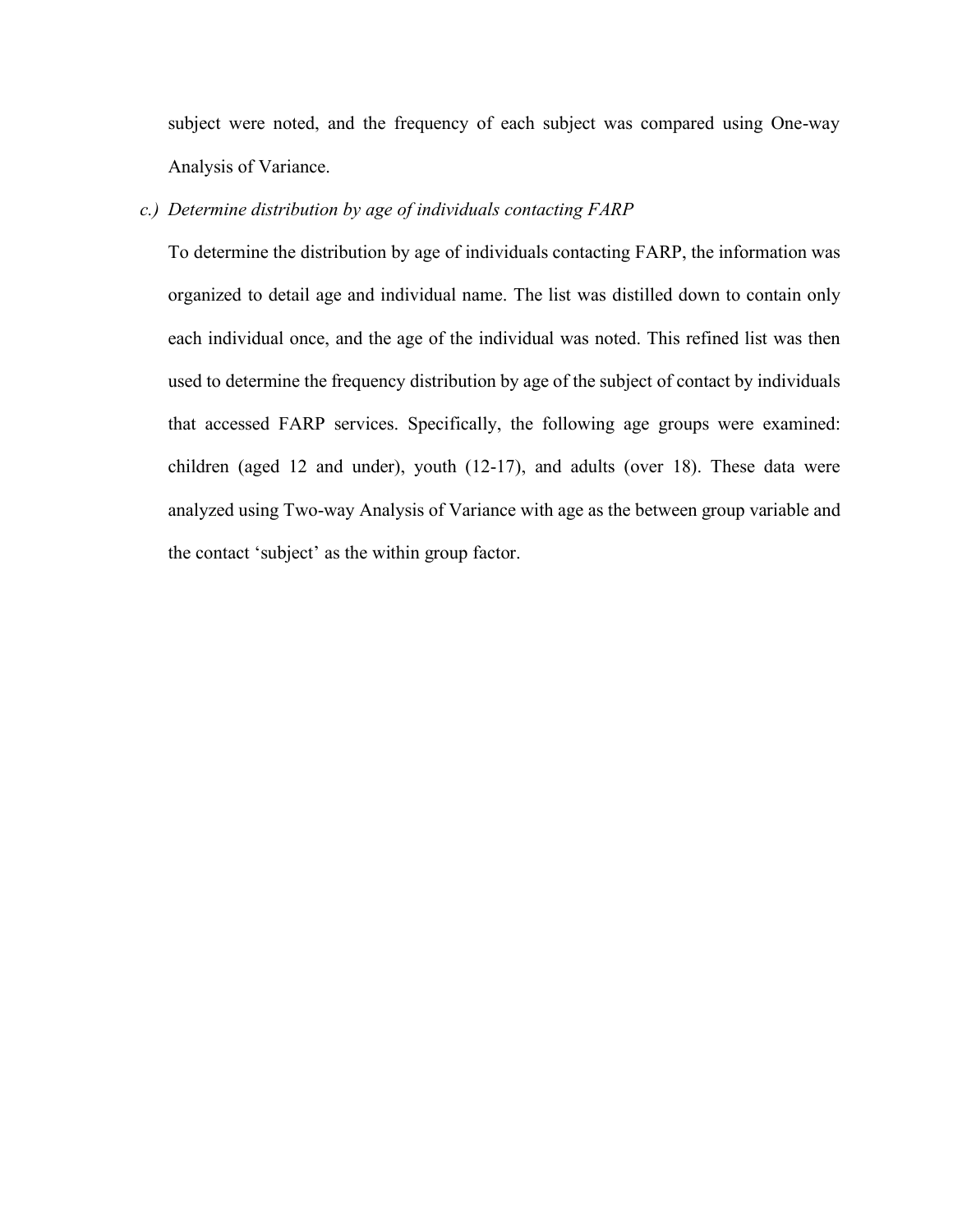subject were noted, and the frequency of each subject was compared using One-way Analysis of Variance.

c.) *Determine distribution by age of individuals contacting FARP*

To determine the distribution by age of individuals contacting FARP, the information was organized to detail age and individual name. The list was distilled down to contain only each individual once, and the age of the individual was noted. This refined list was then used to determine the frequency distribution by age of the subject of contact by individuals that accessed FARP services. Specifically, the following age groups were examined: children (aged 12 and under), youth (12-17), and adults (over 18). These data were analyzed using Two-way Analysis of Variance with age as the between group variable and the contact 'subject' as the within group factor.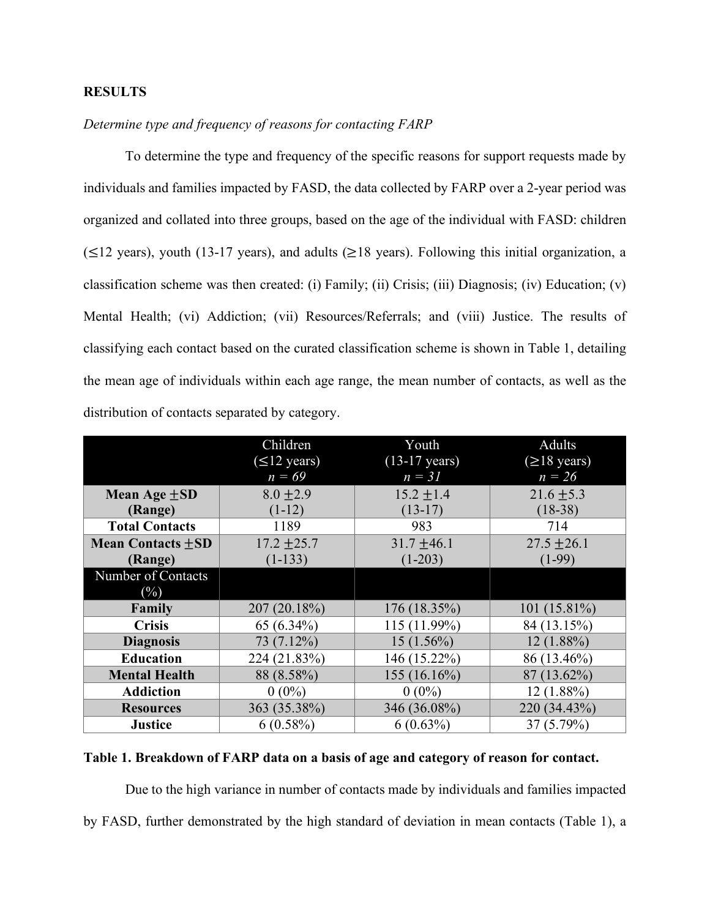**RESULTS**

*Determine type and frequency of reasons for contacting FARP*

To determine the type and frequency of the specific reasons for support requests made by individuals and families impacted by FASD, the data collected by FARP over a 2-year period was organized and collated into three groups, based on the age of the individual with FASD: children (≤12 years), youth (13-17 years), and adults (≥18 years). Following this initial organization, a classification scheme was then created: (i) Family; (ii) Crisis; (iii) Diagnosis; (iv) Education; (v) Mental Health; (vi) Addiction; (vii) Resources/Referrals; and (viii) Justice. The results of classifying each contact based on the curated classification scheme is shown in Table 1, detailing the mean age of individuals within each age range, the mean number of contacts, as well as the distribution of contacts separated by category.

| | Children (≤12 years) *n = 69* | Youth (13-17 years) *n = 31* | Adults (≥18 years) *n = 26* |
|---|---|---|---|
| **Mean Age ±SD (Range)** | 8.0 ±2.9 (1-12) | 15.2 ±1.4 (13-17) | 21.6 ±5.3 (18-38) |
| **Total Contacts** | 1189 | 983 | 714 |
| **Mean Contacts ±SD (Range)** | 17.2 ±25.7 (1-133) | 31.7 ±46.1 (1-203) | 27.5 ±26.1 (1-99) |
| Number of Contacts (%) | | | |
| **Family** | 207 (20.18%) | 176 (18.35%) | 101 (15.81%) |
| **Crisis** | 65 (6.34%) | 115 (11.99%) | 84 (13.15%) |
| **Diagnosis** | 73 (7.12%) | 15 (1.56%) | 12 (1.88%) |
| **Education** | 224 (21.83%) | 146 (15.22%) | 86 (13.46%) |
| **Mental Health** | 88 (8.58%) | 155 (16.16%) | 87 (13.62%) |
| **Addiction** | 0 (0%) | 0 (0%) | 12 (1.88%) |
| **Resources** | 363 (35.38%) | 346 (36.08%) | 220 (34.43%) |
| **Justice** | 6 (0.58%) | 6 (0.63%) | 37 (5.79%) |

**Table 1. Breakdown of FARP data on a basis of age and category of reason for contact.**

Due to the high variance in number of contacts made by individuals and families impacted by FASD, further demonstrated by the high standard of deviation in mean contacts (Table 1), a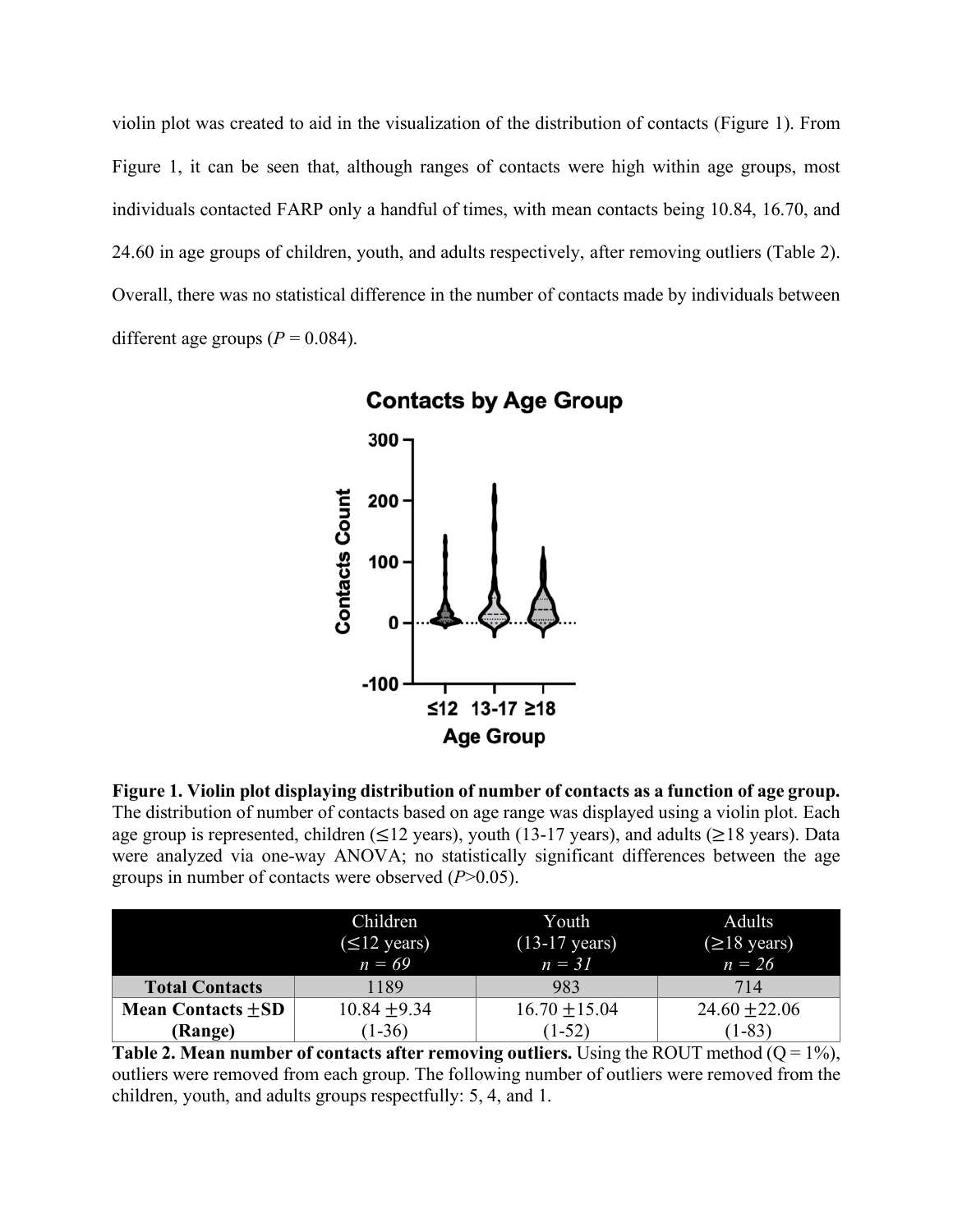violin plot was created to aid in the visualization of the distribution of contacts (Figure 1). From Figure 1, it can be seen that, although ranges of contacts were high within age groups, most individuals contacted FARP only a handful of times, with mean contacts being 10.84, 16.70, and 24.60 in age groups of children, youth, and adults respectively, after removing outliers (Table 2). Overall, there was no statistical difference in the number of contacts made by individuals between different age groups ($P = 0.084$).

**Figure 1. Violin plot displaying distribution of number of contacts as a function of age group.** The distribution of number of contacts based on age range was displayed using a violin plot. Each age group is represented, children (≤12 years), youth (13-17 years), and adults (≥18 years). Data were analyzed via one-way ANOVA; no statistically significant differences between the age groups in number of contacts were observed ($P > 0.05$).

| | Children (≤12 years) *n = 69* | Youth (13-17 years) *n = 31* | Adults (≥18 years) *n = 26* |
|---|---|---|---|
| **Total Contacts** | 1189 | 983 | 714 |
| **Mean Contacts ±SD (Range)** | 10.84 ±9.34 (1-36) | 16.70 ±15.04 (1-52) | 24.60 ±22.06 (1-83) |

**Table 2. Mean number of contacts after removing outliers.** Using the ROUT method ($Q = 1\%$), outliers were removed from each group. The following number of outliers were removed from the children, youth, and adults groups respectfully: 5, 4, and 1.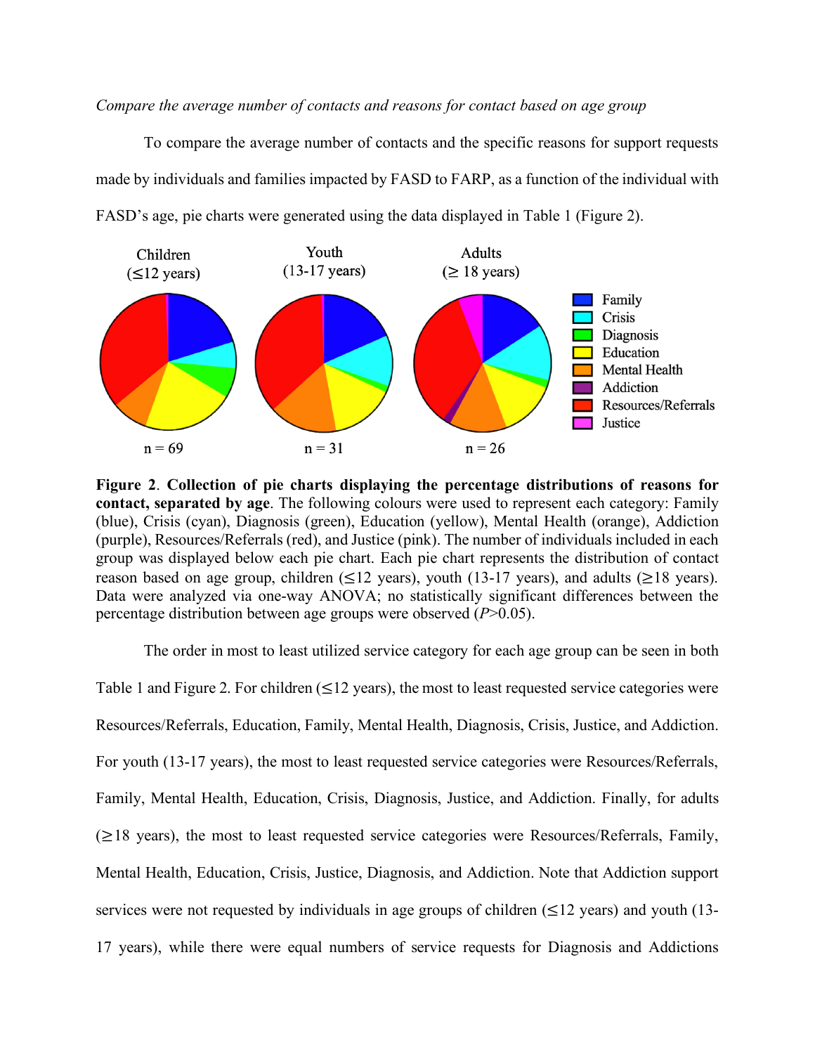*Compare the average number of contacts and reasons for contact based on age group*

To compare the average number of contacts and the specific reasons for support requests made by individuals and families impacted by FASD to FARP, as a function of the individual with FASD's age, pie charts were generated using the data displayed in Table 1 (Figure 2).

**Figure 2**. **Collection of pie charts displaying the percentage distributions of reasons for contact, separated by age**. The following colours were used to represent each category: Family (blue), Crisis (cyan), Diagnosis (green), Education (yellow), Mental Health (orange), Addiction (purple), Resources/Referrals (red), and Justice (pink). The number of individuals included in each group was displayed below each pie chart. Each pie chart represents the distribution of contact reason based on age group, children (≤12 years), youth (13-17 years), and adults (≥18 years). Data were analyzed via one-way ANOVA; no statistically significant differences between the percentage distribution between age groups were observed ($P>0.05$).

The order in most to least utilized service category for each age group can be seen in both Table 1 and Figure 2. For children (≤12 years), the most to least requested service categories were Resources/Referrals, Education, Family, Mental Health, Diagnosis, Crisis, Justice, and Addiction. For youth (13-17 years), the most to least requested service categories were Resources/Referrals, Family, Mental Health, Education, Crisis, Diagnosis, Justice, and Addiction. Finally, for adults (≥18 years), the most to least requested service categories were Resources/Referrals, Family, Mental Health, Education, Crisis, Justice, Diagnosis, and Addiction. Note that Addiction support services were not requested by individuals in age groups of children (≤12 years) and youth (13-17 years), while there were equal numbers of service requests for Diagnosis and Addictions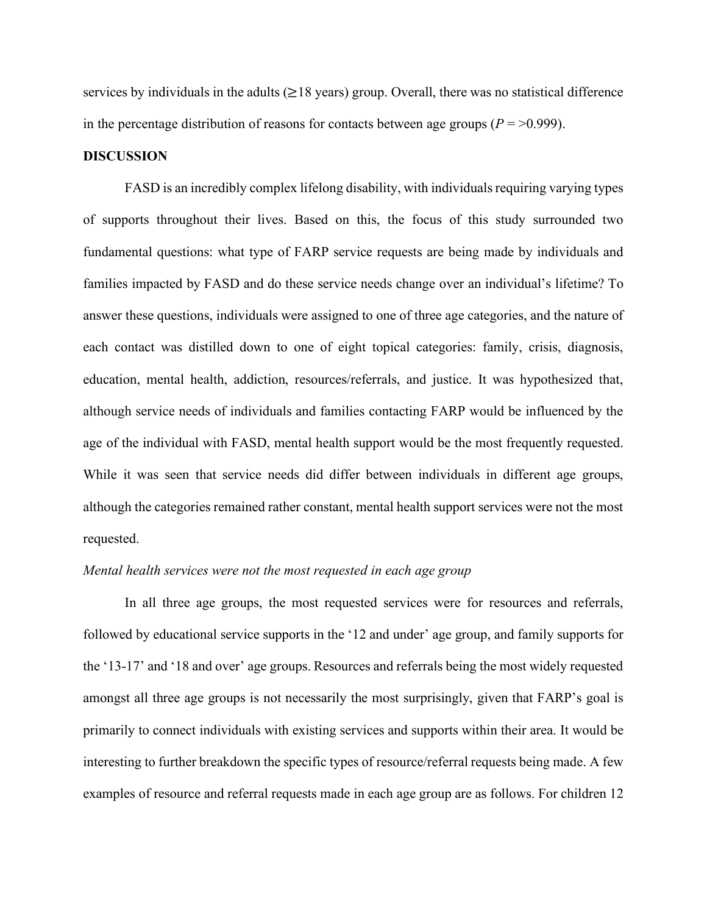services by individuals in the adults (≥18 years) group. Overall, there was no statistical difference in the percentage distribution of reasons for contacts between age groups ($P$ = >0.999).

**DISCUSSION**

FASD is an incredibly complex lifelong disability, with individuals requiring varying types of supports throughout their lives. Based on this, the focus of this study surrounded two fundamental questions: what type of FARP service requests are being made by individuals and families impacted by FASD and do these service needs change over an individual's lifetime? To answer these questions, individuals were assigned to one of three age categories, and the nature of each contact was distilled down to one of eight topical categories: family, crisis, diagnosis, education, mental health, addiction, resources/referrals, and justice. It was hypothesized that, although service needs of individuals and families contacting FARP would be influenced by the age of the individual with FASD, mental health support would be the most frequently requested. While it was seen that service needs did differ between individuals in different age groups, although the categories remained rather constant, mental health support services were not the most requested.

*Mental health services were not the most requested in each age group*

In all three age groups, the most requested services were for resources and referrals, followed by educational service supports in the '12 and under' age group, and family supports for the '13-17' and '18 and over' age groups. Resources and referrals being the most widely requested amongst all three age groups is not necessarily the most surprisingly, given that FARP's goal is primarily to connect individuals with existing services and supports within their area. It would be interesting to further breakdown the specific types of resource/referral requests being made. A few examples of resource and referral requests made in each age group are as follows. For children 12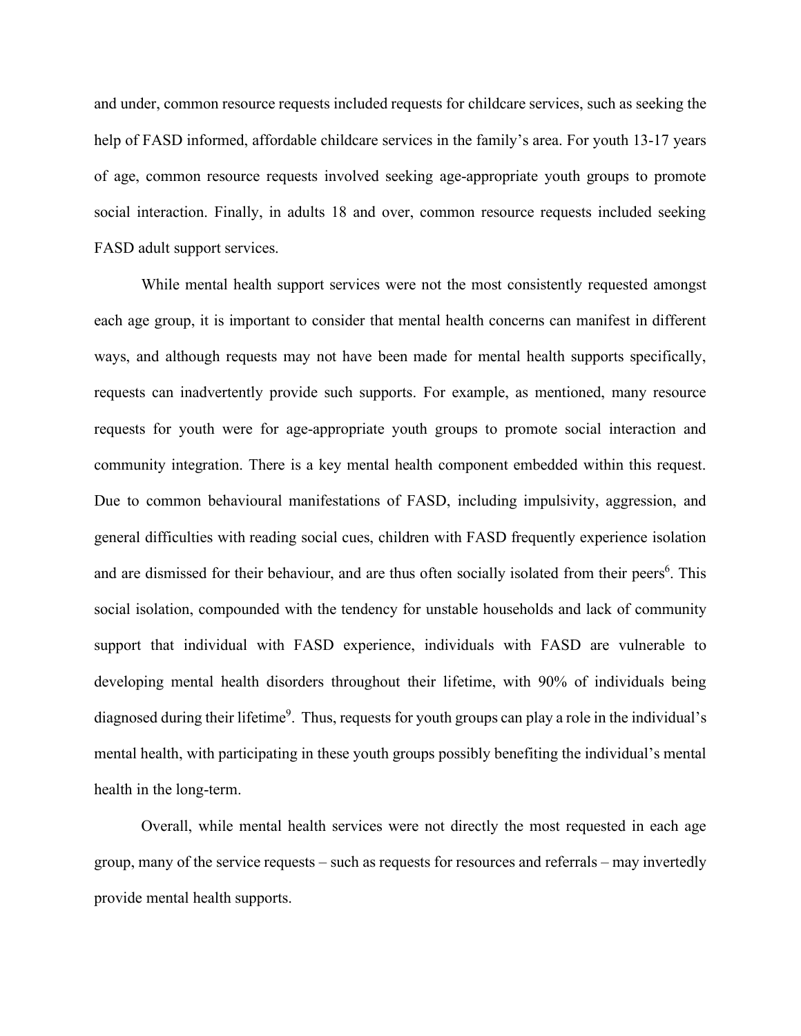and under, common resource requests included requests for childcare services, such as seeking the help of FASD informed, affordable childcare services in the family's area. For youth 13-17 years of age, common resource requests involved seeking age-appropriate youth groups to promote social interaction. Finally, in adults 18 and over, common resource requests included seeking FASD adult support services.

While mental health support services were not the most consistently requested amongst each age group, it is important to consider that mental health concerns can manifest in different ways, and although requests may not have been made for mental health supports specifically, requests can inadvertently provide such supports. For example, as mentioned, many resource requests for youth were for age-appropriate youth groups to promote social interaction and community integration. There is a key mental health component embedded within this request. Due to common behavioural manifestations of FASD, including impulsivity, aggression, and general difficulties with reading social cues, children with FASD frequently experience isolation and are dismissed for their behaviour, and are thus often socially isolated from their peers[6]. This social isolation, compounded with the tendency for unstable households and lack of community support that individual with FASD experience, individuals with FASD are vulnerable to developing mental health disorders throughout their lifetime, with 90% of individuals being diagnosed during their lifetime[9]. Thus, requests for youth groups can play a role in the individual's mental health, with participating in these youth groups possibly benefiting the individual's mental health in the long-term.

Overall, while mental health services were not directly the most requested in each age group, many of the service requests – such as requests for resources and referrals – may invertedly provide mental health supports.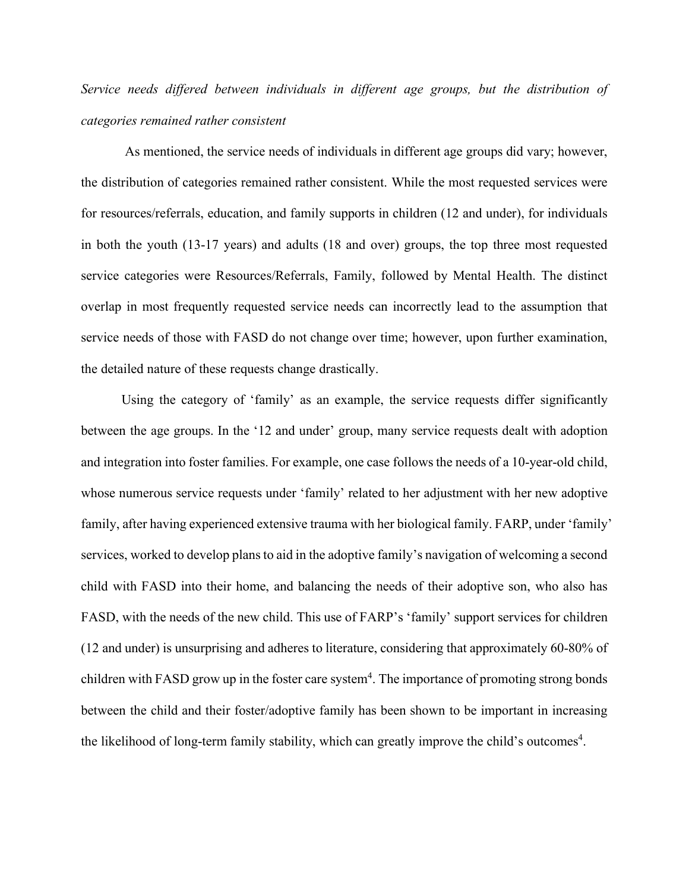*Service needs differed between individuals in different age groups, but the distribution of categories remained rather consistent*

As mentioned, the service needs of individuals in different age groups did vary; however, the distribution of categories remained rather consistent. While the most requested services were for resources/referrals, education, and family supports in children (12 and under), for individuals in both the youth (13-17 years) and adults (18 and over) groups, the top three most requested service categories were Resources/Referrals, Family, followed by Mental Health. The distinct overlap in most frequently requested service needs can incorrectly lead to the assumption that service needs of those with FASD do not change over time; however, upon further examination, the detailed nature of these requests change drastically.

Using the category of 'family' as an example, the service requests differ significantly between the age groups. In the '12 and under' group, many service requests dealt with adoption and integration into foster families. For example, one case follows the needs of a 10-year-old child, whose numerous service requests under 'family' related to her adjustment with her new adoptive family, after having experienced extensive trauma with her biological family. FARP, under 'family' services, worked to develop plans to aid in the adoptive family's navigation of welcoming a second child with FASD into their home, and balancing the needs of their adoptive son, who also has FASD, with the needs of the new child. This use of FARP's 'family' support services for children (12 and under) is unsurprising and adheres to literature, considering that approximately 60-80% of children with FASD grow up in the foster care system[4]. The importance of promoting strong bonds between the child and their foster/adoptive family has been shown to be important in increasing the likelihood of long-term family stability, which can greatly improve the child's outcomes[4].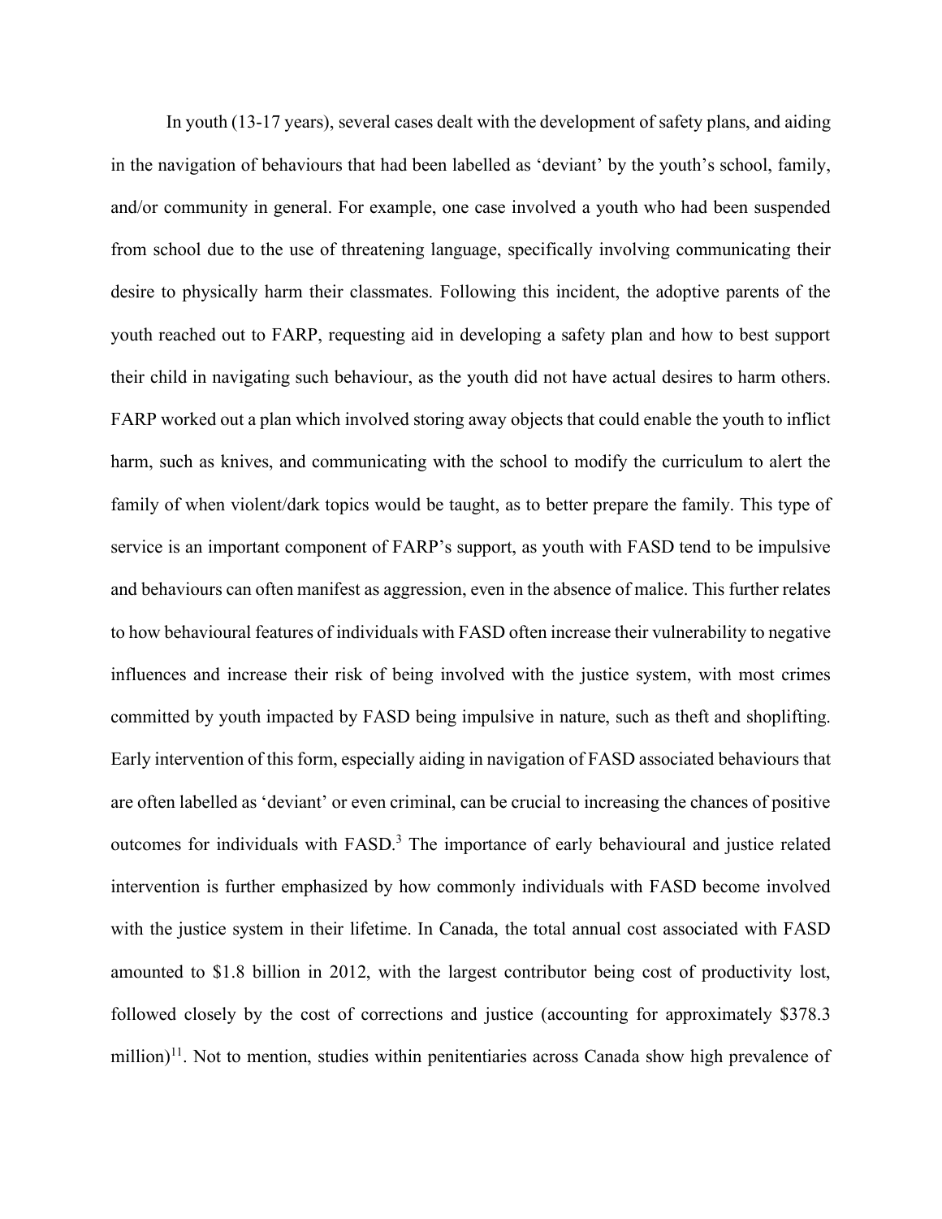In youth (13-17 years), several cases dealt with the development of safety plans, and aiding in the navigation of behaviours that had been labelled as 'deviant' by the youth's school, family, and/or community in general. For example, one case involved a youth who had been suspended from school due to the use of threatening language, specifically involving communicating their desire to physically harm their classmates. Following this incident, the adoptive parents of the youth reached out to FARP, requesting aid in developing a safety plan and how to best support their child in navigating such behaviour, as the youth did not have actual desires to harm others. FARP worked out a plan which involved storing away objects that could enable the youth to inflict harm, such as knives, and communicating with the school to modify the curriculum to alert the family of when violent/dark topics would be taught, as to better prepare the family. This type of service is an important component of FARP's support, as youth with FASD tend to be impulsive and behaviours can often manifest as aggression, even in the absence of malice. This further relates to how behavioural features of individuals with FASD often increase their vulnerability to negative influences and increase their risk of being involved with the justice system, with most crimes committed by youth impacted by FASD being impulsive in nature, such as theft and shoplifting. Early intervention of this form, especially aiding in navigation of FASD associated behaviours that are often labelled as 'deviant' or even criminal, can be crucial to increasing the chances of positive outcomes for individuals with FASD.[3] The importance of early behavioural and justice related intervention is further emphasized by how commonly individuals with FASD become involved with the justice system in their lifetime. In Canada, the total annual cost associated with FASD amounted to $1.8 billion in 2012, with the largest contributor being cost of productivity lost, followed closely by the cost of corrections and justice (accounting for approximately $378.3 million)[11]. Not to mention, studies within penitentiaries across Canada show high prevalence of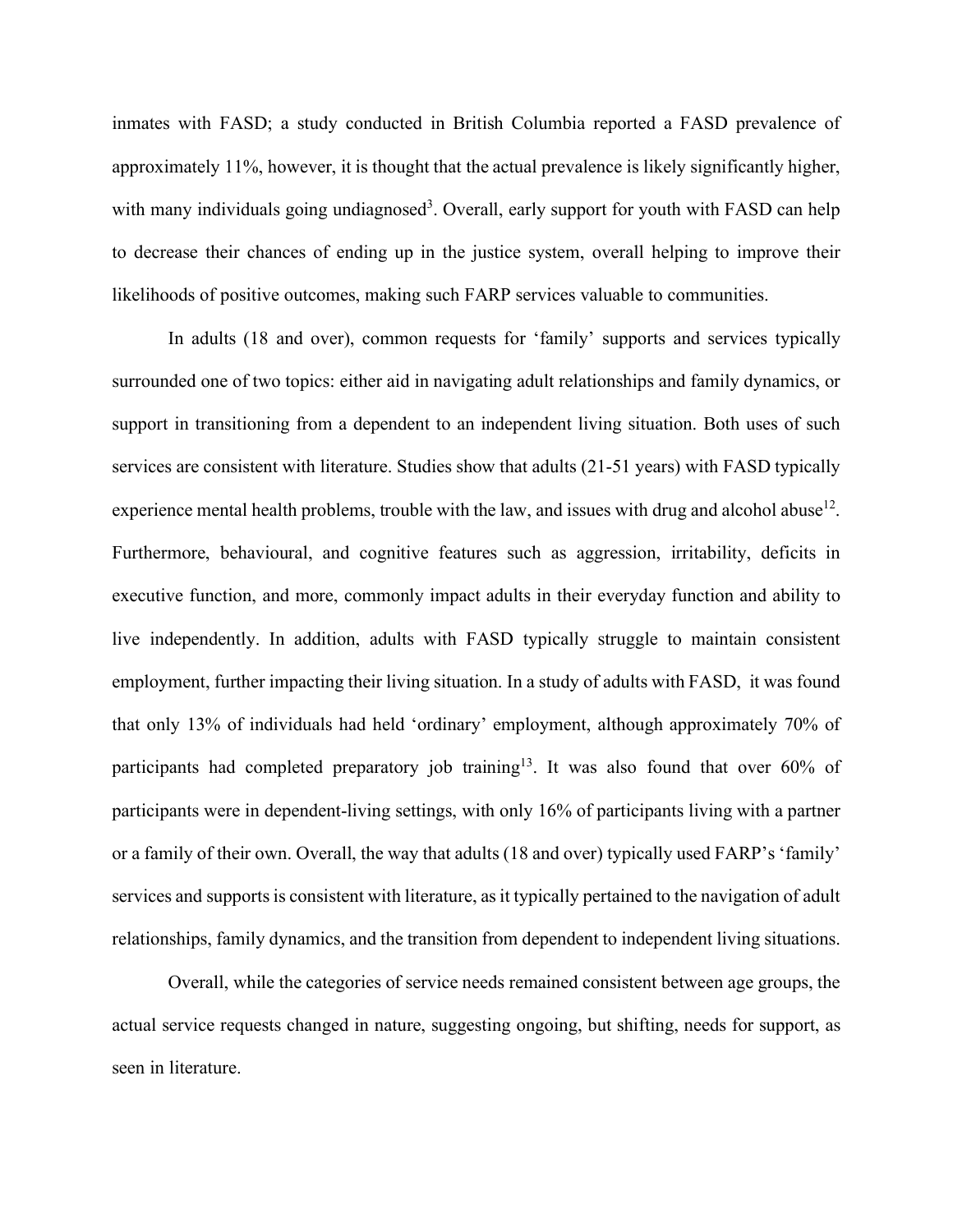inmates with FASD; a study conducted in British Columbia reported a FASD prevalence of approximately 11%, however, it is thought that the actual prevalence is likely significantly higher, with many individuals going undiagnosed[3]. Overall, early support for youth with FASD can help to decrease their chances of ending up in the justice system, overall helping to improve their likelihoods of positive outcomes, making such FARP services valuable to communities.

In adults (18 and over), common requests for 'family' supports and services typically surrounded one of two topics: either aid in navigating adult relationships and family dynamics, or support in transitioning from a dependent to an independent living situation. Both uses of such services are consistent with literature. Studies show that adults (21-51 years) with FASD typically experience mental health problems, trouble with the law, and issues with drug and alcohol abuse[12]. Furthermore, behavioural, and cognitive features such as aggression, irritability, deficits in executive function, and more, commonly impact adults in their everyday function and ability to live independently. In addition, adults with FASD typically struggle to maintain consistent employment, further impacting their living situation. In a study of adults with FASD, it was found that only 13% of individuals had held 'ordinary' employment, although approximately 70% of participants had completed preparatory job training[13]. It was also found that over 60% of participants were in dependent-living settings, with only 16% of participants living with a partner or a family of their own. Overall, the way that adults (18 and over) typically used FARP's 'family' services and supports is consistent with literature, as it typically pertained to the navigation of adult relationships, family dynamics, and the transition from dependent to independent living situations.

Overall, while the categories of service needs remained consistent between age groups, the actual service requests changed in nature, suggesting ongoing, but shifting, needs for support, as seen in literature.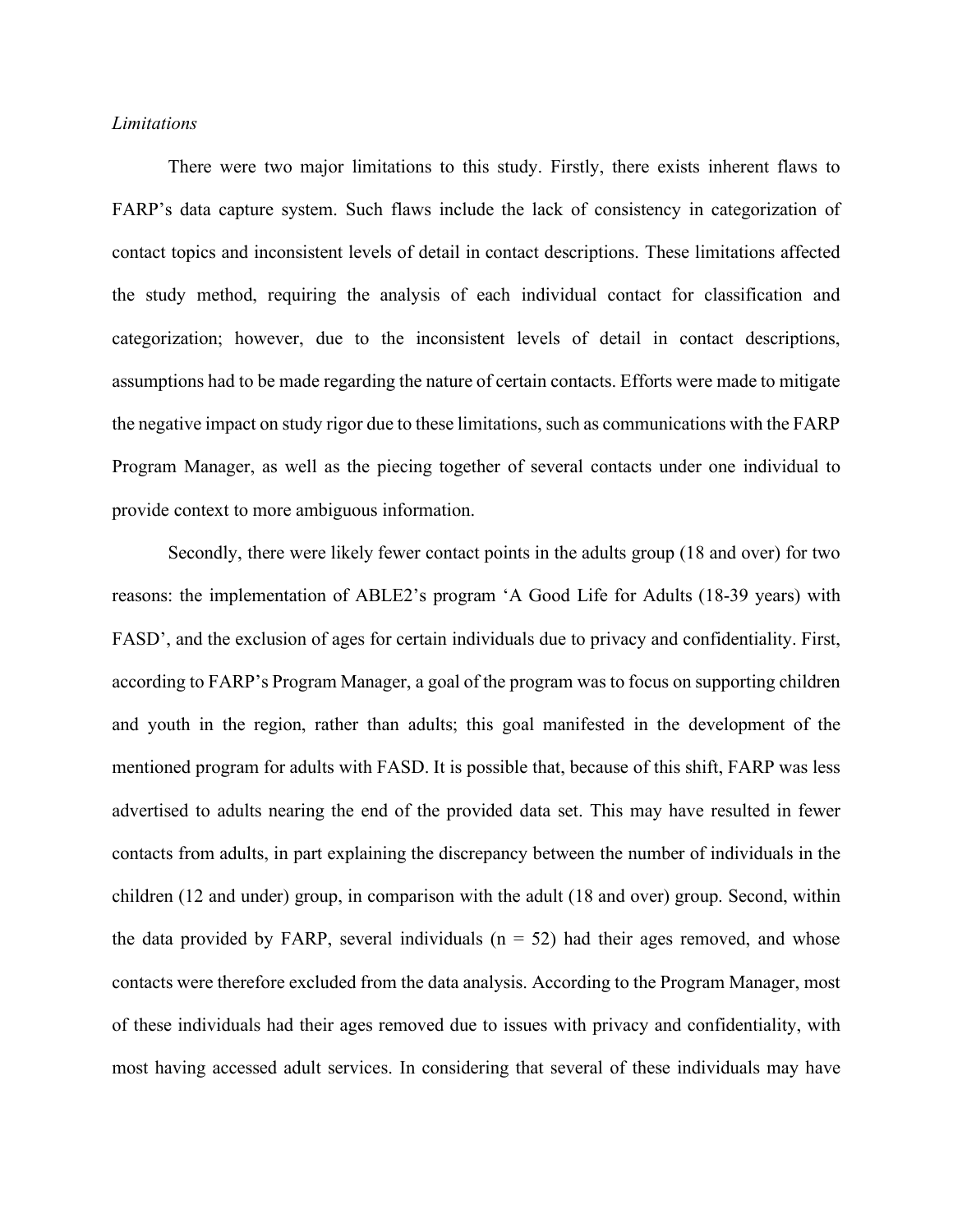*Limitations*

There were two major limitations to this study. Firstly, there exists inherent flaws to FARP's data capture system. Such flaws include the lack of consistency in categorization of contact topics and inconsistent levels of detail in contact descriptions. These limitations affected the study method, requiring the analysis of each individual contact for classification and categorization; however, due to the inconsistent levels of detail in contact descriptions, assumptions had to be made regarding the nature of certain contacts. Efforts were made to mitigate the negative impact on study rigor due to these limitations, such as communications with the FARP Program Manager, as well as the piecing together of several contacts under one individual to provide context to more ambiguous information.

Secondly, there were likely fewer contact points in the adults group (18 and over) for two reasons: the implementation of ABLE2's program 'A Good Life for Adults (18-39 years) with FASD', and the exclusion of ages for certain individuals due to privacy and confidentiality. First, according to FARP's Program Manager, a goal of the program was to focus on supporting children and youth in the region, rather than adults; this goal manifested in the development of the mentioned program for adults with FASD. It is possible that, because of this shift, FARP was less advertised to adults nearing the end of the provided data set. This may have resulted in fewer contacts from adults, in part explaining the discrepancy between the number of individuals in the children (12 and under) group, in comparison with the adult (18 and over) group. Second, within the data provided by FARP, several individuals (n = 52) had their ages removed, and whose contacts were therefore excluded from the data analysis. According to the Program Manager, most of these individuals had their ages removed due to issues with privacy and confidentiality, with most having accessed adult services. In considering that several of these individuals may have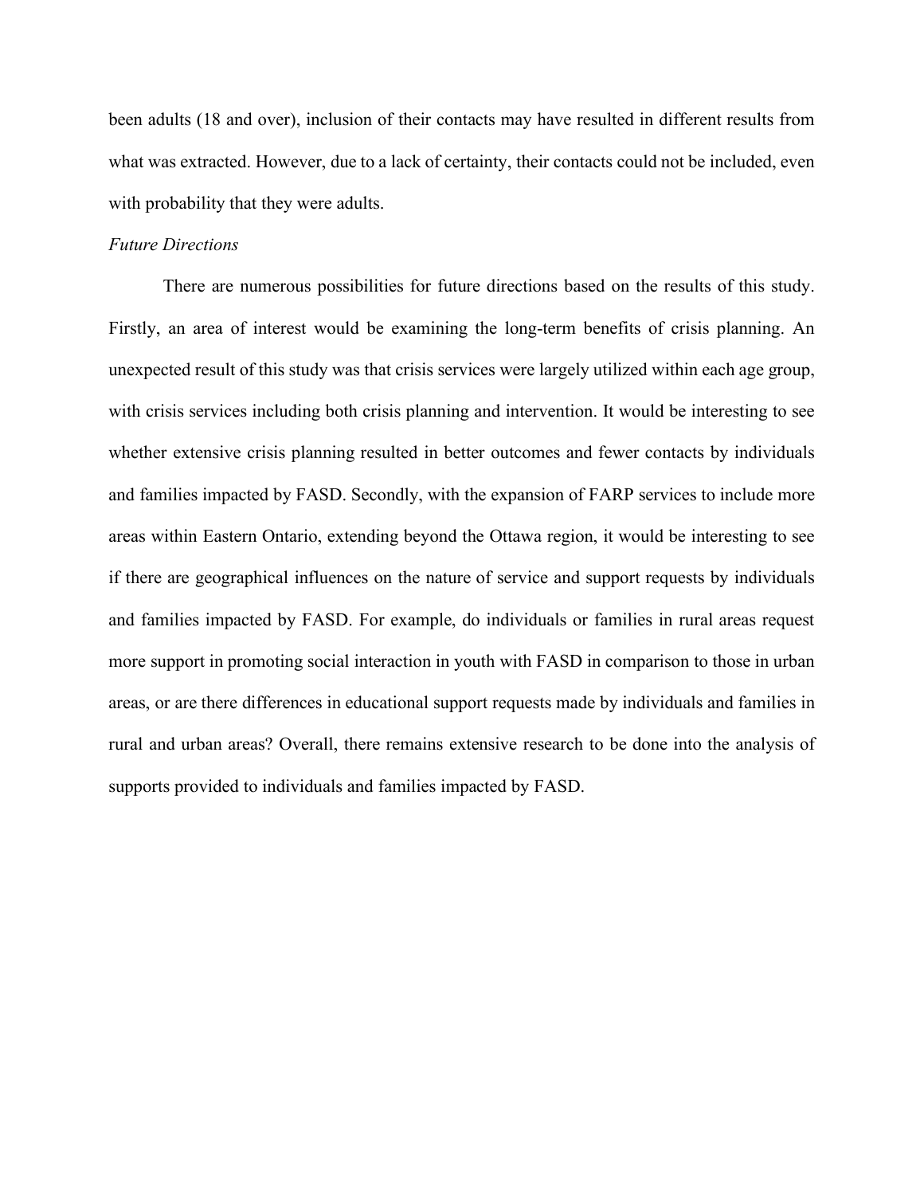been adults (18 and over), inclusion of their contacts may have resulted in different results from what was extracted. However, due to a lack of certainty, their contacts could not be included, even with probability that they were adults.

*Future Directions*

There are numerous possibilities for future directions based on the results of this study. Firstly, an area of interest would be examining the long-term benefits of crisis planning. An unexpected result of this study was that crisis services were largely utilized within each age group, with crisis services including both crisis planning and intervention. It would be interesting to see whether extensive crisis planning resulted in better outcomes and fewer contacts by individuals and families impacted by FASD. Secondly, with the expansion of FARP services to include more areas within Eastern Ontario, extending beyond the Ottawa region, it would be interesting to see if there are geographical influences on the nature of service and support requests by individuals and families impacted by FASD. For example, do individuals or families in rural areas request more support in promoting social interaction in youth with FASD in comparison to those in urban areas, or are there differences in educational support requests made by individuals and families in rural and urban areas? Overall, there remains extensive research to be done into the analysis of supports provided to individuals and families impacted by FASD.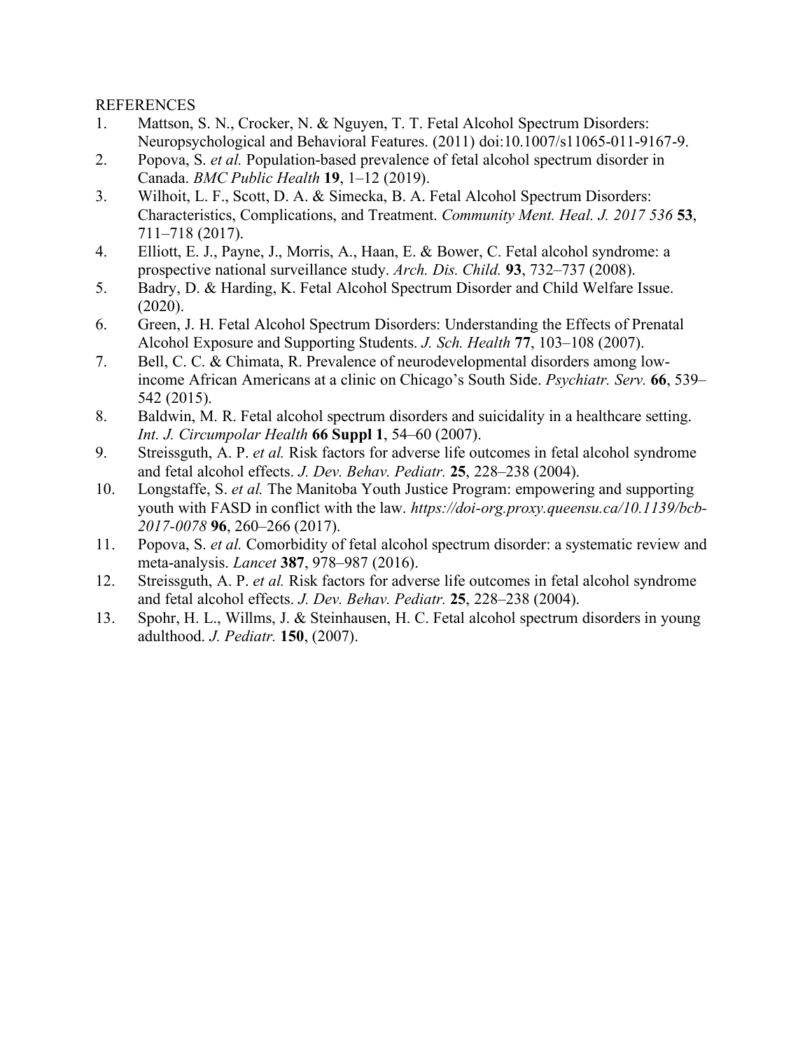REFERENCES

1. Mattson, S. N., Crocker, N. & Nguyen, T. T. Fetal Alcohol Spectrum Disorders: Neuropsychological and Behavioral Features. (2011) doi:10.1007/s11065-011-9167-9.
2. Popova, S. *et al.* Population-based prevalence of fetal alcohol spectrum disorder in Canada. *BMC Public Health* **19**, 1–12 (2019).
3. Wilhoit, L. F., Scott, D. A. & Simecka, B. A. Fetal Alcohol Spectrum Disorders: Characteristics, Complications, and Treatment. *Community Ment. Heal. J. 2017 536* **53**, 711–718 (2017).
4. Elliott, E. J., Payne, J., Morris, A., Haan, E. & Bower, C. Fetal alcohol syndrome: a prospective national surveillance study. *Arch. Dis. Child.* **93**, 732–737 (2008).
5. Badry, D. & Harding, K. Fetal Alcohol Spectrum Disorder and Child Welfare Issue. (2020).
6. Green, J. H. Fetal Alcohol Spectrum Disorders: Understanding the Effects of Prenatal Alcohol Exposure and Supporting Students. *J. Sch. Health* **77**, 103–108 (2007).
7. Bell, C. C. & Chimata, R. Prevalence of neurodevelopmental disorders among low-income African Americans at a clinic on Chicago's South Side. *Psychiatr. Serv.* **66**, 539–542 (2015).
8. Baldwin, M. R. Fetal alcohol spectrum disorders and suicidality in a healthcare setting. *Int. J. Circumpolar Health* **66 Suppl 1**, 54–60 (2007).
9. Streissguth, A. P. *et al.* Risk factors for adverse life outcomes in fetal alcohol syndrome and fetal alcohol effects. *J. Dev. Behav. Pediatr.* **25**, 228–238 (2004).
10. Longstaffe, S. *et al.* The Manitoba Youth Justice Program: empowering and supporting youth with FASD in conflict with the law. *https://doi-org.proxy.queensu.ca/10.1139/bcb-2017-0078* **96**, 260–266 (2017).
11. Popova, S. *et al.* Comorbidity of fetal alcohol spectrum disorder: a systematic review and meta-analysis. *Lancet* **387**, 978–987 (2016).
12. Streissguth, A. P. *et al.* Risk factors for adverse life outcomes in fetal alcohol syndrome and fetal alcohol effects. *J. Dev. Behav. Pediatr.* **25**, 228–238 (2004).
13. Spohr, H. L., Willms, J. & Steinhausen, H. C. Fetal alcohol spectrum disorders in young adulthood. *J. Pediatr.* **150**, (2007).